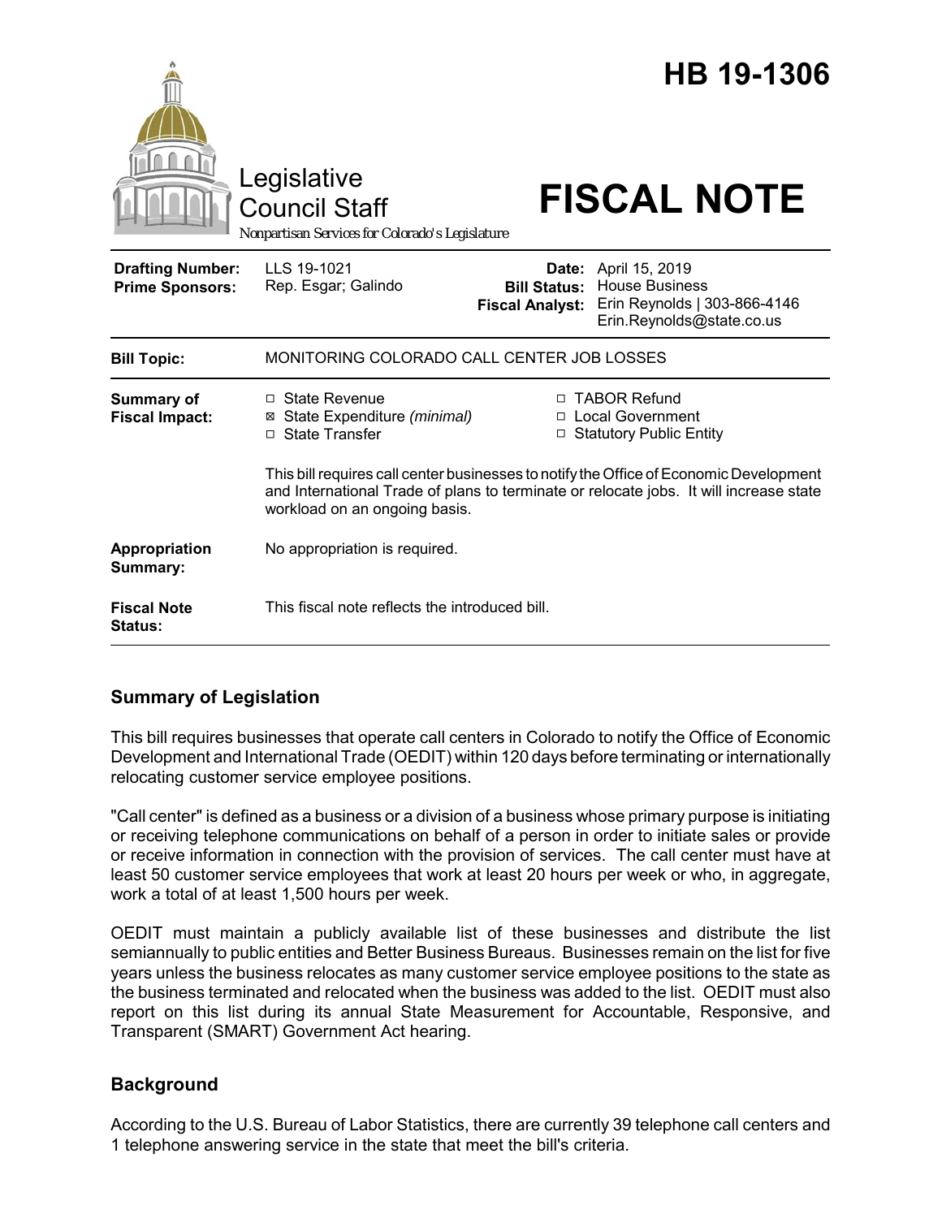# HB 19-1306

Legislative Council Staff

*Nonpartisan Services for Colorado's Legislature*

# FISCAL NOTE

| | | | |
|---|---|---|---|
| **Drafting Number:** | LLS 19-1021 | **Date:** | April 15, 2019 |
| **Prime Sponsors:** | Rep. Esgar; Galindo | **Bill Status:** | House Business |
| | | **Fiscal Analyst:** | Erin Reynolds \| 303-866-4146 Erin.Reynolds@state.co.us |

| | |
|---|---|
| **Bill Topic:** | MONITORING COLORADO CALL CENTER JOB LOSSES |
| **Summary of Fiscal Impact:** | ☐ State Revenue ☒ State Expenditure *(minimal)* ☐ State Transfer ☐ TABOR Refund ☐ Local Government ☐ Statutory Public Entity<br><br>This bill requires call center businesses to notify the Office of Economic Development and International Trade of plans to terminate or relocate jobs. It will increase state workload on an ongoing basis. |
| **Appropriation Summary:** | No appropriation is required. |
| **Fiscal Note Status:** | This fiscal note reflects the introduced bill. |

## Summary of Legislation

This bill requires businesses that operate call centers in Colorado to notify the Office of Economic Development and International Trade (OEDIT) within 120 days before terminating or internationally relocating customer service employee positions.

"Call center" is defined as a business or a division of a business whose primary purpose is initiating or receiving telephone communications on behalf of a person in order to initiate sales or provide or receive information in connection with the provision of services. The call center must have at least 50 customer service employees that work at least 20 hours per week or who, in aggregate, work a total of at least 1,500 hours per week.

OEDIT must maintain a publicly available list of these businesses and distribute the list semiannually to public entities and Better Business Bureaus. Businesses remain on the list for five years unless the business relocates as many customer service employee positions to the state as the business terminated and relocated when the business was added to the list. OEDIT must also report on this list during its annual State Measurement for Accountable, Responsive, and Transparent (SMART) Government Act hearing.

## Background

According to the U.S. Bureau of Labor Statistics, there are currently 39 telephone call centers and 1 telephone answering service in the state that meet the bill's criteria.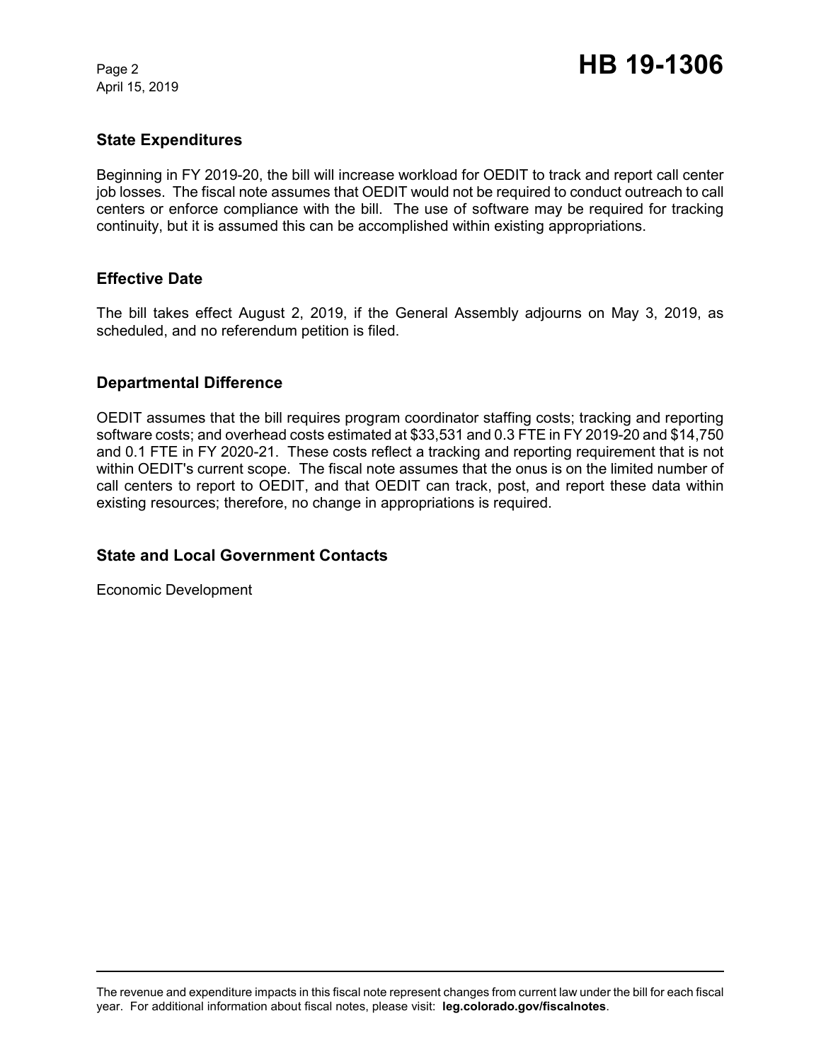## State Expenditures

Beginning in FY 2019-20, the bill will increase workload for OEDIT to track and report call center job losses. The fiscal note assumes that OEDIT would not be required to conduct outreach to call centers or enforce compliance with the bill. The use of software may be required for tracking continuity, but it is assumed this can be accomplished within existing appropriations.

## Effective Date

The bill takes effect August 2, 2019, if the General Assembly adjourns on May 3, 2019, as scheduled, and no referendum petition is filed.

## Departmental Difference

OEDIT assumes that the bill requires program coordinator staffing costs; tracking and reporting software costs; and overhead costs estimated at $33,531 and 0.3 FTE in FY 2019-20 and $14,750 and 0.1 FTE in FY 2020-21. These costs reflect a tracking and reporting requirement that is not within OEDIT's current scope. The fiscal note assumes that the onus is on the limited number of call centers to report to OEDIT, and that OEDIT can track, post, and report these data within existing resources; therefore, no change in appropriations is required.

## State and Local Government Contacts

Economic Development

The revenue and expenditure impacts in this fiscal note represent changes from current law under the bill for each fiscal year. For additional information about fiscal notes, please visit: **leg.colorado.gov/fiscalnotes**.